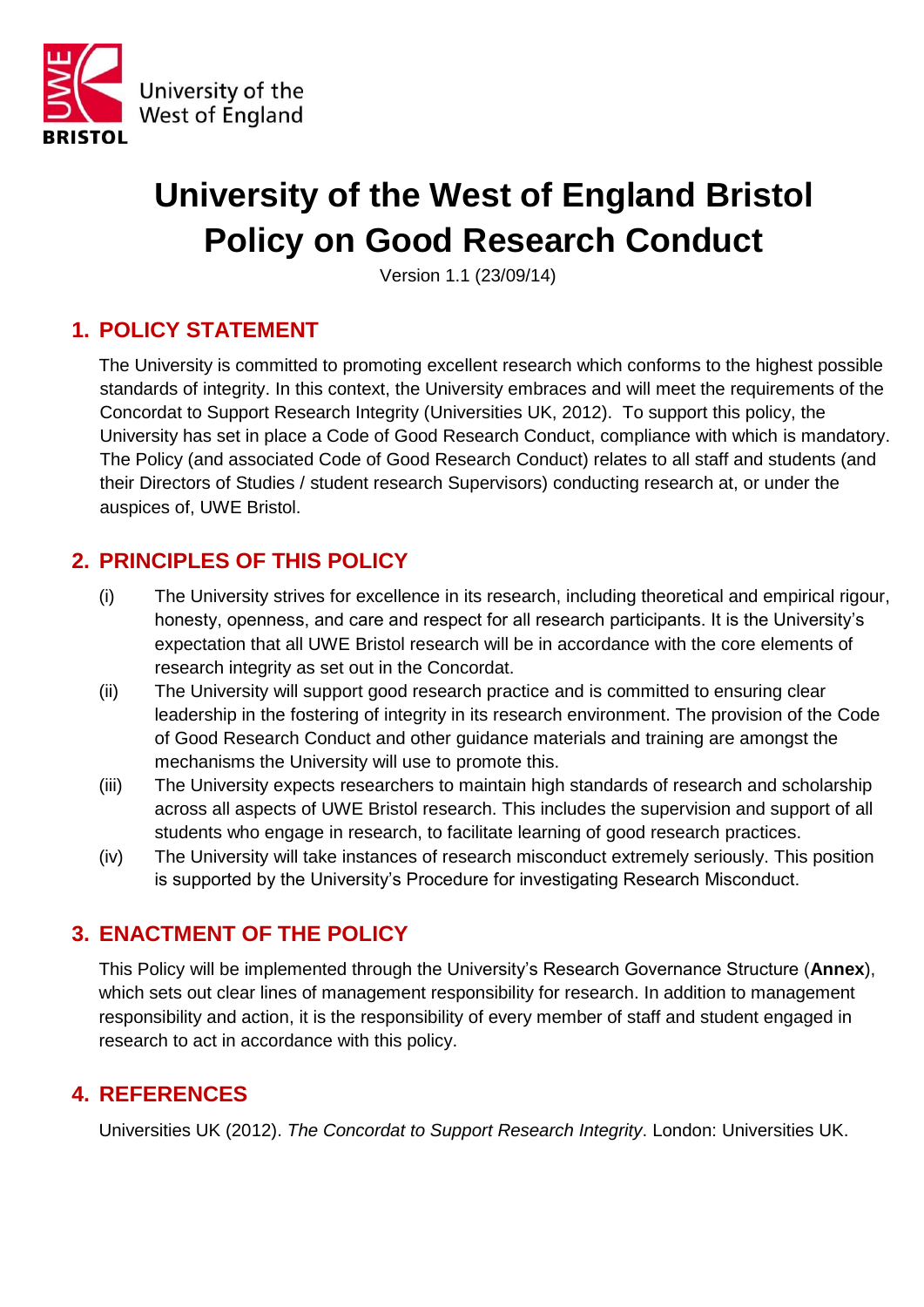University of the West of England

BRISTOL

# University of the West of England Bristol Policy on Good Research Conduct

Version 1.1 (23/09/14)

## 1. POLICY STATEMENT

The University is committed to promoting excellent research which conforms to the highest possible standards of integrity. In this context, the University embraces and will meet the requirements of the Concordat to Support Research Integrity (Universities UK, 2012). To support this policy, the University has set in place a Code of Good Research Conduct, compliance with which is mandatory. The Policy (and associated Code of Good Research Conduct) relates to all staff and students (and their Directors of Studies / student research Supervisors) conducting research at, or under the auspices of, UWE Bristol.

## 2. PRINCIPLES OF THIS POLICY

(i) The University strives for excellence in its research, including theoretical and empirical rigour, honesty, openness, and care and respect for all research participants. It is the University's expectation that all UWE Bristol research will be in accordance with the core elements of research integrity as set out in the Concordat.

(ii) The University will support good research practice and is committed to ensuring clear leadership in the fostering of integrity in its research environment. The provision of the Code of Good Research Conduct and other guidance materials and training are amongst the mechanisms the University will use to promote this.

(iii) The University expects researchers to maintain high standards of research and scholarship across all aspects of UWE Bristol research. This includes the supervision and support of all students who engage in research, to facilitate learning of good research practices.

(iv) The University will take instances of research misconduct extremely seriously. This position is supported by the University's Procedure for investigating Research Misconduct.

## 3. ENACTMENT OF THE POLICY

This Policy will be implemented through the University's Research Governance Structure (**Annex**), which sets out clear lines of management responsibility for research. In addition to management responsibility and action, it is the responsibility of every member of staff and student engaged in research to act in accordance with this policy.

## 4. REFERENCES

Universities UK (2012). *The Concordat to Support Research Integrity*. London: Universities UK.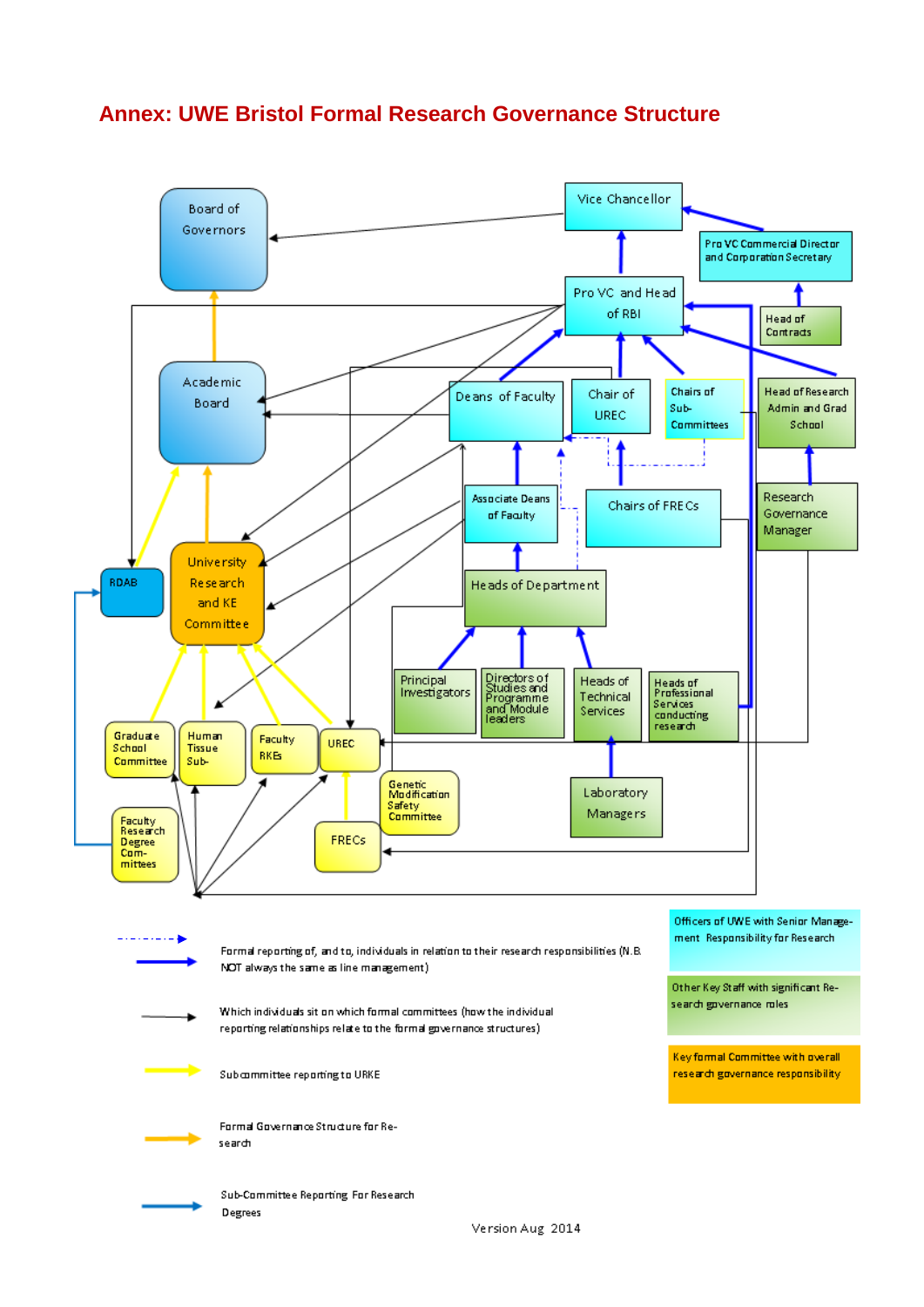# Annex: UWE Bristol Formal Research Governance Structure

Board of Governors

Vice Chancellor

Pro VC Commercial Director and Corporation Secretary

Head of Contracts

Pro VC and Head of RBI

Academic Board

Deans of Faculty

Chair of UREC

Chairs of Sub-Committees

Head of Research Admin and Grad School

Research Governance Manager

Associate Deans of Faculty

Chairs of FRECs

RDAB

University Research and KE Committee

Heads of Department

Principal Investigators

Directors of Studies and Programme and Module leaders

Heads of Technical Services

Heads of Professional Services conducting research

Laboratory Managers

Graduate School Committee

Human Tissue Sub-

Faculty RKEs

UREC

Genetic Modification Safety Committee

FRECs

Faculty Research Degree Com-mittees

Formal reporting of, and to, individuals in relation to their research responsibilities (N.B. NOT always the same as line management)

Which individuals sit on which formal committees (how the individual reporting relationships relate to the formal governance structures)

Subcommittee reporting to URKE

Formal Governance Structure for Research

Sub-Committee Reporting For Research Degrees

Officers of UWE with Senior Management Responsibility for Research

Other Key Staff with significant Research governance roles

Key formal Committee with overall research governance responsibility

Version Aug 2014